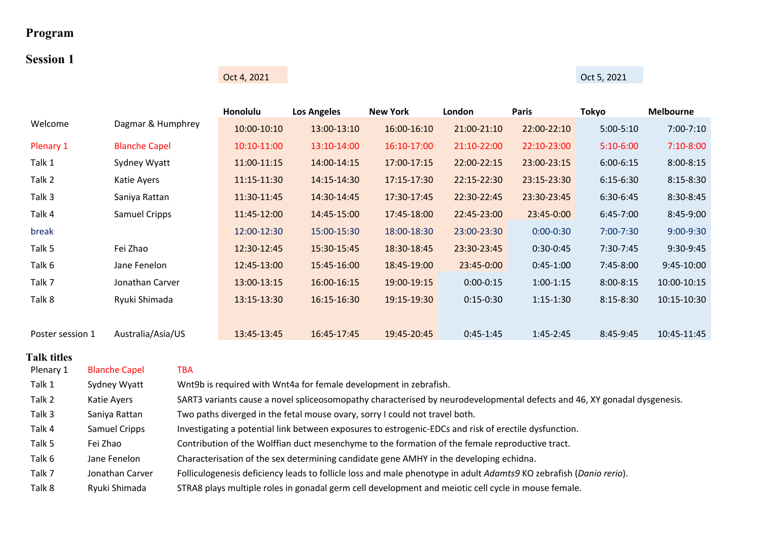# Program

## Session 1

| | | Oct 4, 2021 | | | | | Oct 5, 2021 | |
|---|---|---|---|---|---|---|---|---|
| | | Honolulu | Los Angeles | New York | London | Paris | Tokyo | Melbourne |
| Welcome | Dagmar & Humphrey | 10:00-10:10 | 13:00-13:10 | 16:00-16:10 | 21:00-21:10 | 22:00-22:10 | 5:00-5:10 | 7:00-7:10 |
| Plenary 1 | Blanche Capel | 10:10-11:00 | 13:10-14:00 | 16:10-17:00 | 21:10-22:00 | 22:10-23:00 | 5:10-6:00 | 7:10-8:00 |
| Talk 1 | Sydney Wyatt | 11:00-11:15 | 14:00-14:15 | 17:00-17:15 | 22:00-22:15 | 23:00-23:15 | 6:00-6:15 | 8:00-8:15 |
| Talk 2 | Katie Ayers | 11:15-11:30 | 14:15-14:30 | 17:15-17:30 | 22:15-22:30 | 23:15-23:30 | 6:15-6:30 | 8:15-8:30 |
| Talk 3 | Saniya Rattan | 11:30-11:45 | 14:30-14:45 | 17:30-17:45 | 22:30-22:45 | 23:30-23:45 | 6:30-6:45 | 8:30-8:45 |
| Talk 4 | Samuel Cripps | 11:45-12:00 | 14:45-15:00 | 17:45-18:00 | 22:45-23:00 | 23:45-0:00 | 6:45-7:00 | 8:45-9:00 |
| break | | 12:00-12:30 | 15:00-15:30 | 18:00-18:30 | 23:00-23:30 | 0:00-0:30 | 7:00-7:30 | 9:00-9:30 |
| Talk 5 | Fei Zhao | 12:30-12:45 | 15:30-15:45 | 18:30-18:45 | 23:30-23:45 | 0:30-0:45 | 7:30-7:45 | 9:30-9:45 |
| Talk 6 | Jane Fenelon | 12:45-13:00 | 15:45-16:00 | 18:45-19:00 | 23:45-0:00 | 0:45-1:00 | 7:45-8:00 | 9:45-10:00 |
| Talk 7 | Jonathan Carver | 13:00-13:15 | 16:00-16:15 | 19:00-19:15 | 0:00-0:15 | 1:00-1:15 | 8:00-8:15 | 10:00-10:15 |
| Talk 8 | Ryuki Shimada | 13:15-13:30 | 16:15-16:30 | 19:15-19:30 | 0:15-0:30 | 1:15-1:30 | 8:15-8:30 | 10:15-10:30 |
| | | | | | | | | |
| Poster session 1 | Australia/Asia/US | 13:45-13:45 | 16:45-17:45 | 19:45-20:45 | 0:45-1:45 | 1:45-2:45 | 8:45-9:45 | 10:45-11:45 |

### Talk titles

| | | |
|---|---|---|
| Plenary 1 | Blanche Capel | TBA |
| Talk 1 | Sydney Wyatt | Wnt9b is required with Wnt4a for female development in zebrafish. |
| Talk 2 | Katie Ayers | SART3 variants cause a novel spliceosomopathy characterised by neurodevelopmental defects and 46, XY gonadal dysgenesis. |
| Talk 3 | Saniya Rattan | Two paths diverged in the fetal mouse ovary, sorry I could not travel both. |
| Talk 4 | Samuel Cripps | Investigating a potential link between exposures to estrogenic-EDCs and risk of erectile dysfunction. |
| Talk 5 | Fei Zhao | Contribution of the Wolffian duct mesenchyme to the formation of the female reproductive tract. |
| Talk 6 | Jane Fenelon | Characterisation of the sex determining candidate gene AMHY in the developing echidna. |
| Talk 7 | Jonathan Carver | Folliculogenesis deficiency leads to follicle loss and male phenotype in adult *Adamts9* KO zebrafish (*Danio rerio*). |
| Talk 8 | Ryuki Shimada | STRA8 plays multiple roles in gonadal germ cell development and meiotic cell cycle in mouse female. |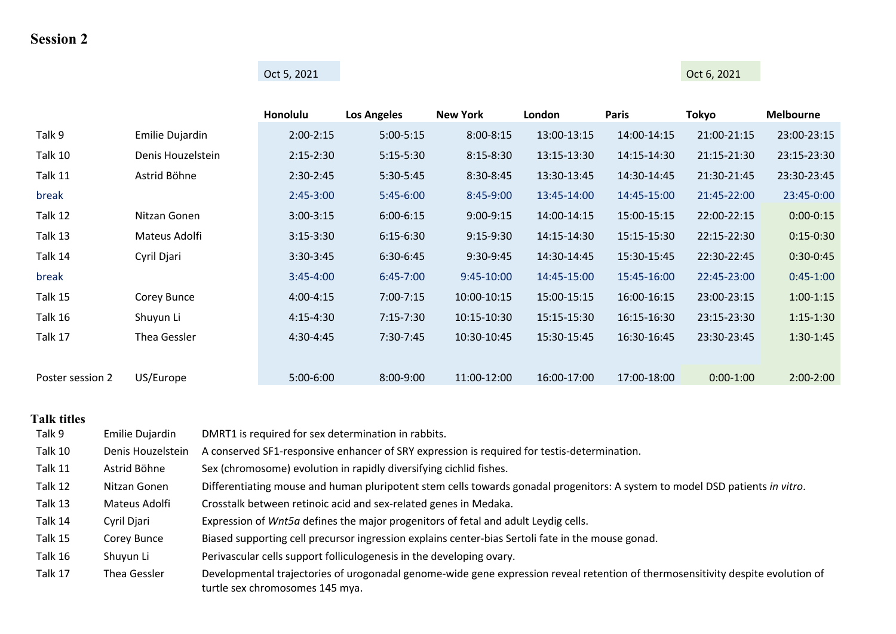## Session 2

| | | Oct 5, 2021 | | | | | Oct 6, 2021 | |
|---|---|---|---|---|---|---|---|---|
| | | **Honolulu** | **Los Angeles** | **New York** | **London** | **Paris** | **Tokyo** | **Melbourne** |
| Talk 9 | Emilie Dujardin | 2:00-2:15 | 5:00-5:15 | 8:00-8:15 | 13:00-13:15 | 14:00-14:15 | 21:00-21:15 | 23:00-23:15 |
| Talk 10 | Denis Houzelstein | 2:15-2:30 | 5:15-5:30 | 8:15-8:30 | 13:15-13:30 | 14:15-14:30 | 21:15-21:30 | 23:15-23:30 |
| Talk 11 | Astrid Böhne | 2:30-2:45 | 5:30-5:45 | 8:30-8:45 | 13:30-13:45 | 14:30-14:45 | 21:30-21:45 | 23:30-23:45 |
| break | | 2:45-3:00 | 5:45-6:00 | 8:45-9:00 | 13:45-14:00 | 14:45-15:00 | 21:45-22:00 | 23:45-0:00 |
| Talk 12 | Nitzan Gonen | 3:00-3:15 | 6:00-6:15 | 9:00-9:15 | 14:00-14:15 | 15:00-15:15 | 22:00-22:15 | 0:00-0:15 |
| Talk 13 | Mateus Adolfi | 3:15-3:30 | 6:15-6:30 | 9:15-9:30 | 14:15-14:30 | 15:15-15:30 | 22:15-22:30 | 0:15-0:30 |
| Talk 14 | Cyril Djari | 3:30-3:45 | 6:30-6:45 | 9:30-9:45 | 14:30-14:45 | 15:30-15:45 | 22:30-22:45 | 0:30-0:45 |
| break | | 3:45-4:00 | 6:45-7:00 | 9:45-10:00 | 14:45-15:00 | 15:45-16:00 | 22:45-23:00 | 0:45-1:00 |
| Talk 15 | Corey Bunce | 4:00-4:15 | 7:00-7:15 | 10:00-10:15 | 15:00-15:15 | 16:00-16:15 | 23:00-23:15 | 1:00-1:15 |
| Talk 16 | Shuyun Li | 4:15-4:30 | 7:15-7:30 | 10:15-10:30 | 15:15-15:30 | 16:15-16:30 | 23:15-23:30 | 1:15-1:30 |
| Talk 17 | Thea Gessler | 4:30-4:45 | 7:30-7:45 | 10:30-10:45 | 15:30-15:45 | 16:30-16:45 | 23:30-23:45 | 1:30-1:45 |
| | | | | | | | | |
| Poster session 2 | US/Europe | 5:00-6:00 | 8:00-9:00 | 11:00-12:00 | 16:00-17:00 | 17:00-18:00 | 0:00-1:00 | 2:00-2:00 |

### Talk titles

| | | |
|---|---|---|
| Talk 9 | Emilie Dujardin | DMRT1 is required for sex determination in rabbits. |
| Talk 10 | Denis Houzelstein | A conserved SF1-responsive enhancer of SRY expression is required for testis-determination. |
| Talk 11 | Astrid Böhne | Sex (chromosome) evolution in rapidly diversifying cichlid fishes. |
| Talk 12 | Nitzan Gonen | Differentiating mouse and human pluripotent stem cells towards gonadal progenitors: A system to model DSD patients *in vitro*. |
| Talk 13 | Mateus Adolfi | Crosstalk between retinoic acid and sex-related genes in Medaka. |
| Talk 14 | Cyril Djari | Expression of *Wnt5a* defines the major progenitors of fetal and adult Leydig cells. |
| Talk 15 | Corey Bunce | Biased supporting cell precursor ingression explains center-bias Sertoli fate in the mouse gonad. |
| Talk 16 | Shuyun Li | Perivascular cells support folliculogenesis in the developing ovary. |
| Talk 17 | Thea Gessler | Developmental trajectories of urogonadal genome-wide gene expression reveal retention of thermosensitivity despite evolution of turtle sex chromosomes 145 mya. |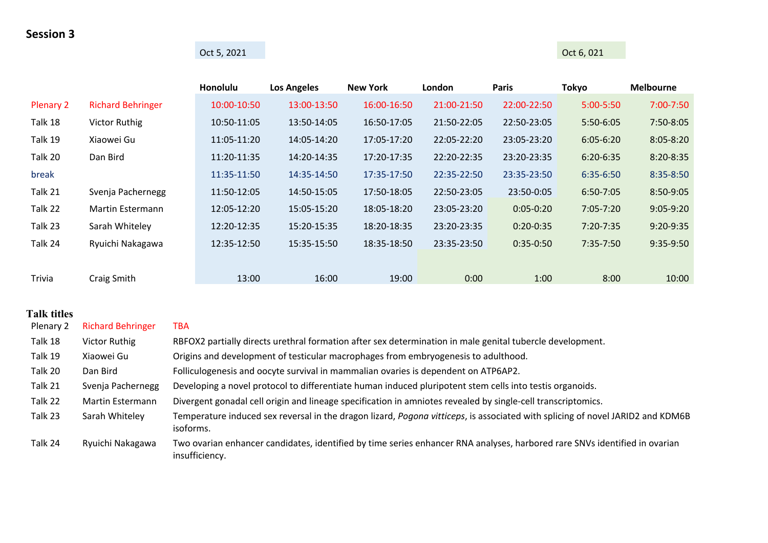## Session 3

| | | Oct 5, 2021 | | | | | Oct 6, 021 | |
|---|---|---|---|---|---|---|---|---|
| | | **Honolulu** | **Los Angeles** | **New York** | **London** | **Paris** | **Tokyo** | **Melbourne** |
| Plenary 2 | Richard Behringer | 10:00-10:50 | 13:00-13:50 | 16:00-16:50 | 21:00-21:50 | 22:00-22:50 | 5:00-5:50 | 7:00-7:50 |
| Talk 18 | Victor Ruthig | 10:50-11:05 | 13:50-14:05 | 16:50-17:05 | 21:50-22:05 | 22:50-23:05 | 5:50-6:05 | 7:50-8:05 |
| Talk 19 | Xiaowei Gu | 11:05-11:20 | 14:05-14:20 | 17:05-17:20 | 22:05-22:20 | 23:05-23:20 | 6:05-6:20 | 8:05-8:20 |
| Talk 20 | Dan Bird | 11:20-11:35 | 14:20-14:35 | 17:20-17:35 | 22:20-22:35 | 23:20-23:35 | 6:20-6:35 | 8:20-8:35 |
| break | | 11:35-11:50 | 14:35-14:50 | 17:35-17:50 | 22:35-22:50 | 23:35-23:50 | 6:35-6:50 | 8:35-8:50 |
| Talk 21 | Svenja Pachernegg | 11:50-12:05 | 14:50-15:05 | 17:50-18:05 | 22:50-23:05 | 23:50-0:05 | 6:50-7:05 | 8:50-9:05 |
| Talk 22 | Martin Estermann | 12:05-12:20 | 15:05-15:20 | 18:05-18:20 | 23:05-23:20 | 0:05-0:20 | 7:05-7:20 | 9:05-9:20 |
| Talk 23 | Sarah Whiteley | 12:20-12:35 | 15:20-15:35 | 18:20-18:35 | 23:20-23:35 | 0:20-0:35 | 7:20-7:35 | 9:20-9:35 |
| Talk 24 | Ryuichi Nakagawa | 12:35-12:50 | 15:35-15:50 | 18:35-18:50 | 23:35-23:50 | 0:35-0:50 | 7:35-7:50 | 9:35-9:50 |
| | | | | | | | | |
| Trivia | Craig Smith | 13:00 | 16:00 | 19:00 | 0:00 | 1:00 | 8:00 | 10:00 |

### Talk titles

| | | |
|---|---|---|
| Plenary 2 | Richard Behringer | TBA |
| Talk 18 | Victor Ruthig | RBFOX2 partially directs urethral formation after sex determination in male genital tubercle development. |
| Talk 19 | Xiaowei Gu | Origins and development of testicular macrophages from embryogenesis to adulthood. |
| Talk 20 | Dan Bird | Folliculogenesis and oocyte survival in mammalian ovaries is dependent on ATP6AP2. |
| Talk 21 | Svenja Pachernegg | Developing a novel protocol to differentiate human induced pluripotent stem cells into testis organoids. |
| Talk 22 | Martin Estermann | Divergent gonadal cell origin and lineage specification in amniotes revealed by single-cell transcriptomics. |
| Talk 23 | Sarah Whiteley | Temperature induced sex reversal in the dragon lizard, *Pogona vitticeps*, is associated with splicing of novel JARID2 and KDM6B isoforms. |
| Talk 24 | Ryuichi Nakagawa | Two ovarian enhancer candidates, identified by time series enhancer RNA analyses, harbored rare SNVs identified in ovarian insufficiency. |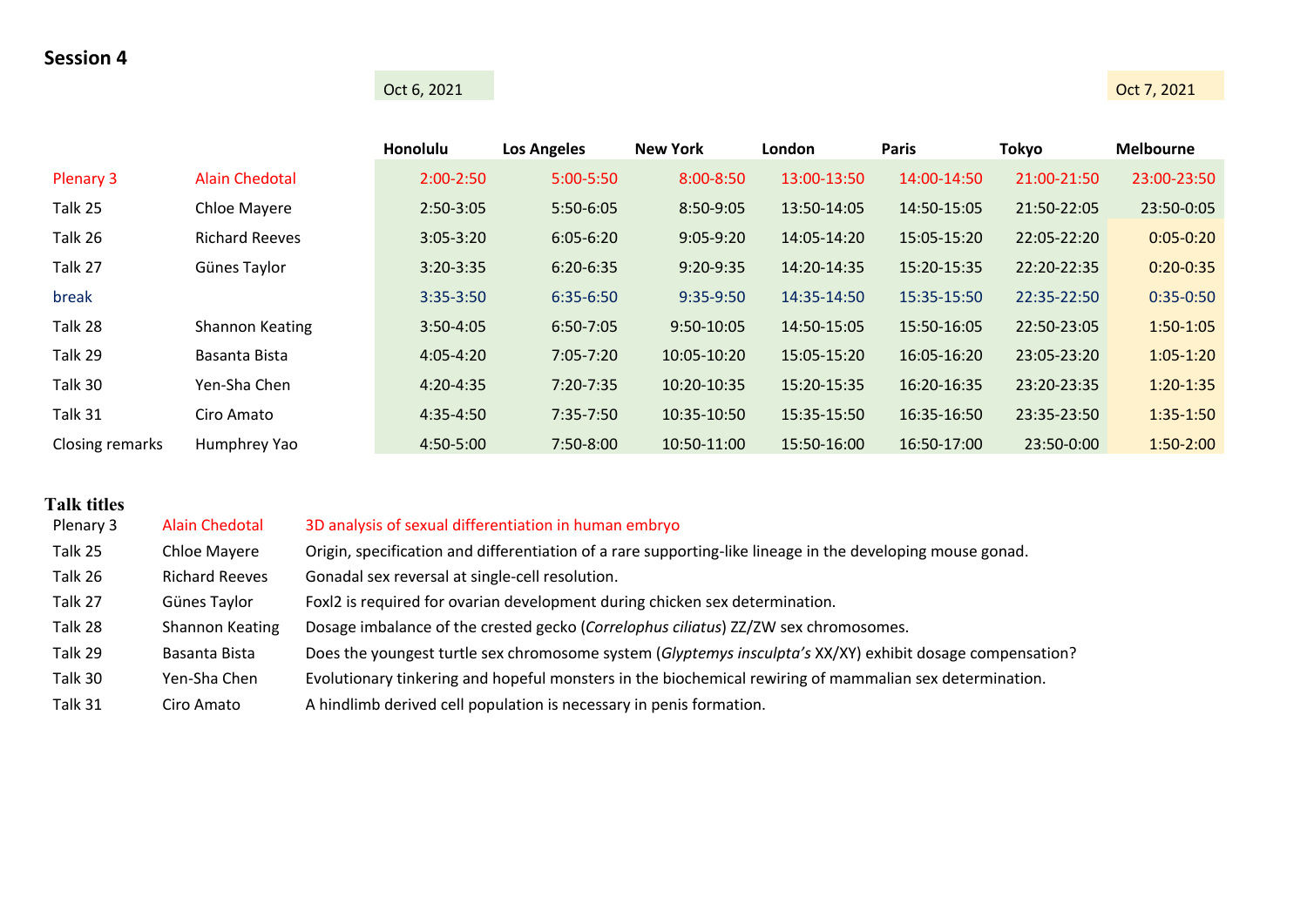## Session 4

| | | Honolulu | Los Angeles | New York | London | Paris | Tokyo | Melbourne |
|---|---|---|---|---|---|---|---|---|
| | | Oct 6, 2021 | | | | | | Oct 7, 2021 |
| Plenary 3 | Alain Chedotal | 2:00-2:50 | 5:00-5:50 | 8:00-8:50 | 13:00-13:50 | 14:00-14:50 | 21:00-21:50 | 23:00-23:50 |
| Talk 25 | Chloe Mayere | 2:50-3:05 | 5:50-6:05 | 8:50-9:05 | 13:50-14:05 | 14:50-15:05 | 21:50-22:05 | 23:50-0:05 |
| Talk 26 | Richard Reeves | 3:05-3:20 | 6:05-6:20 | 9:05-9:20 | 14:05-14:20 | 15:05-15:20 | 22:05-22:20 | 0:05-0:20 |
| Talk 27 | Günes Taylor | 3:20-3:35 | 6:20-6:35 | 9:20-9:35 | 14:20-14:35 | 15:20-15:35 | 22:20-22:35 | 0:20-0:35 |
| break | | 3:35-3:50 | 6:35-6:50 | 9:35-9:50 | 14:35-14:50 | 15:35-15:50 | 22:35-22:50 | 0:35-0:50 |
| Talk 28 | Shannon Keating | 3:50-4:05 | 6:50-7:05 | 9:50-10:05 | 14:50-15:05 | 15:50-16:05 | 22:50-23:05 | 1:50-1:05 |
| Talk 29 | Basanta Bista | 4:05-4:20 | 7:05-7:20 | 10:05-10:20 | 15:05-15:20 | 16:05-16:20 | 23:05-23:20 | 1:05-1:20 |
| Talk 30 | Yen-Sha Chen | 4:20-4:35 | 7:20-7:35 | 10:20-10:35 | 15:20-15:35 | 16:20-16:35 | 23:20-23:35 | 1:20-1:35 |
| Talk 31 | Ciro Amato | 4:35-4:50 | 7:35-7:50 | 10:35-10:50 | 15:35-15:50 | 16:35-16:50 | 23:35-23:50 | 1:35-1:50 |
| Closing remarks | Humphrey Yao | 4:50-5:00 | 7:50-8:00 | 10:50-11:00 | 15:50-16:00 | 16:50-17:00 | 23:50-0:00 | 1:50-2:00 |

### Talk titles

| | | |
|---|---|---|
| Plenary 3 | Alain Chedotal | 3D analysis of sexual differentiation in human embryo |
| Talk 25 | Chloe Mayere | Origin, specification and differentiation of a rare supporting-like lineage in the developing mouse gonad. |
| Talk 26 | Richard Reeves | Gonadal sex reversal at single-cell resolution. |
| Talk 27 | Günes Taylor | Foxl2 is required for ovarian development during chicken sex determination. |
| Talk 28 | Shannon Keating | Dosage imbalance of the crested gecko (*Correlophus ciliatus*) ZZ/ZW sex chromosomes. |
| Talk 29 | Basanta Bista | Does the youngest turtle sex chromosome system (*Glyptemys insculpta's* XX/XY) exhibit dosage compensation? |
| Talk 30 | Yen-Sha Chen | Evolutionary tinkering and hopeful monsters in the biochemical rewiring of mammalian sex determination. |
| Talk 31 | Ciro Amato | A hindlimb derived cell population is necessary in penis formation. |